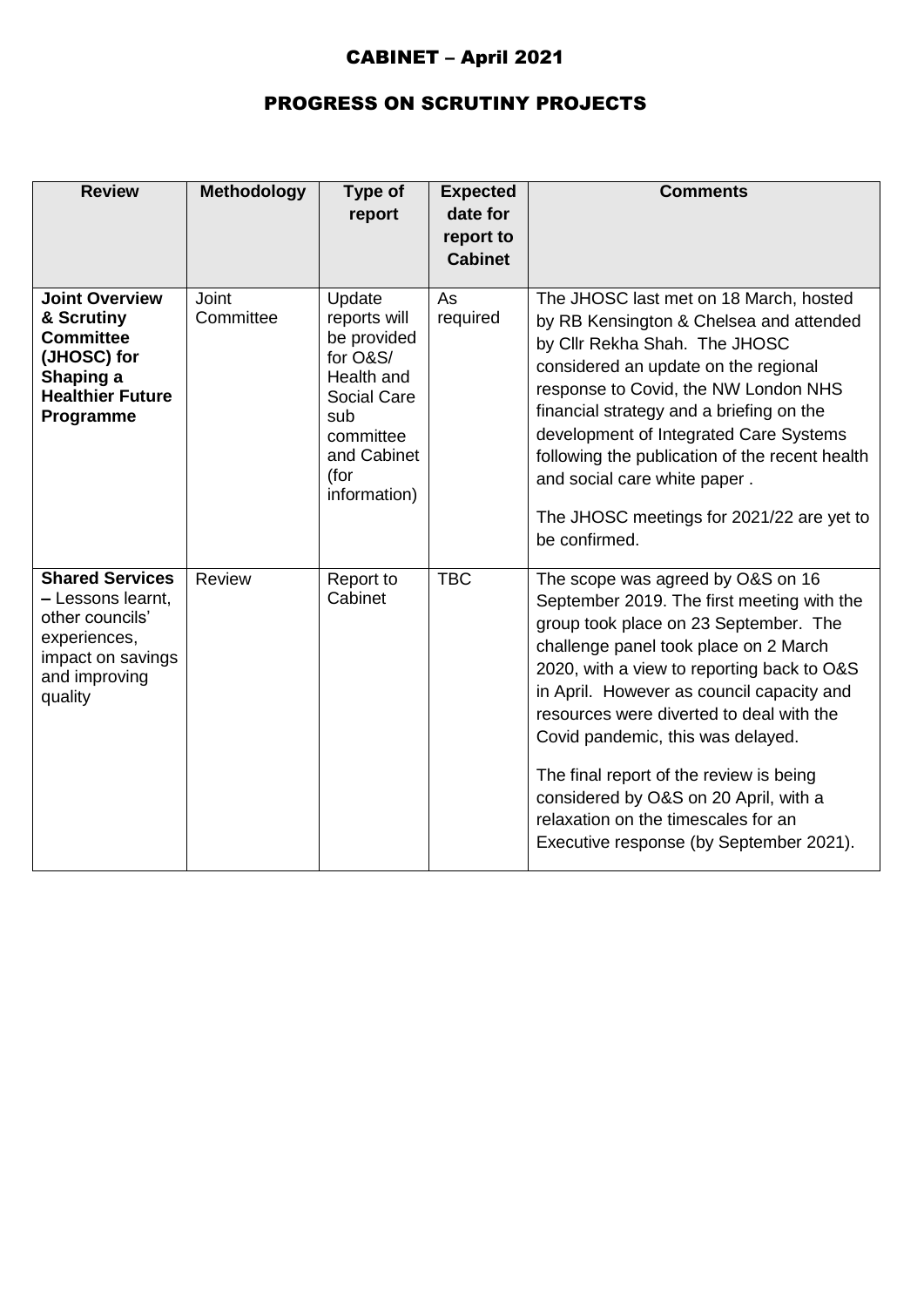# CABINET – April 2021

## PROGRESS ON SCRUTINY PROJECTS

| Review | Methodology | Type of report | Expected date for report to Cabinet | Comments |
|---|---|---|---|---|
| **Joint Overview & Scrutiny Committee (JHOSC) for Shaping a Healthier Future Programme** | Joint Committee | Update reports will be provided for O&S/ Health and Social Care sub committee and Cabinet (for information) | As required | The JHOSC last met on 18 March, hosted by RB Kensington & Chelsea and attended by Cllr Rekha Shah. The JHOSC considered an update on the regional response to Covid, the NW London NHS financial strategy and a briefing on the development of Integrated Care Systems following the publication of the recent health and social care white paper .<br><br>The JHOSC meetings for 2021/22 are yet to be confirmed. |
| **Shared Services** – Lessons learnt, other councils' experiences, impact on savings and improving quality | Review | Report to Cabinet | TBC | The scope was agreed by O&S on 16 September 2019. The first meeting with the group took place on 23 September. The challenge panel took place on 2 March 2020, with a view to reporting back to O&S in April. However as council capacity and resources were diverted to deal with the Covid pandemic, this was delayed.<br><br>The final report of the review is being considered by O&S on 20 April, with a relaxation on the timescales for an Executive response (by September 2021). |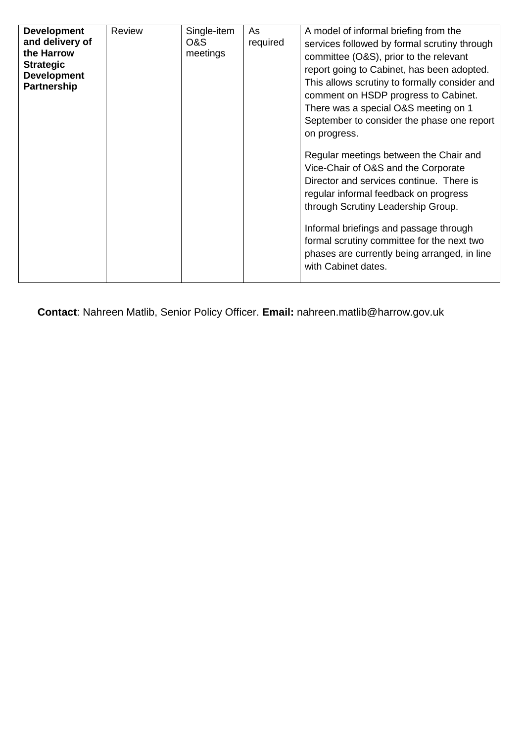| | | | | |
|---|---|---|---|---|
| **Development and delivery of the Harrow Strategic Development Partnership** | Review | Single-item O&S meetings | As required | A model of informal briefing from the services followed by formal scrutiny through committee (O&S), prior to the relevant report going to Cabinet, has been adopted. This allows scrutiny to formally consider and comment on HSDP progress to Cabinet. There was a special O&S meeting on 1 September to consider the phase one report on progress.<br><br>Regular meetings between the Chair and Vice-Chair of O&S and the Corporate Director and services continue. There is regular informal feedback on progress through Scrutiny Leadership Group.<br><br>Informal briefings and passage through formal scrutiny committee for the next two phases are currently being arranged, in line with Cabinet dates. |

**Contact**: Nahreen Matlib, Senior Policy Officer. **Email:** nahreen.matlib@harrow.gov.uk